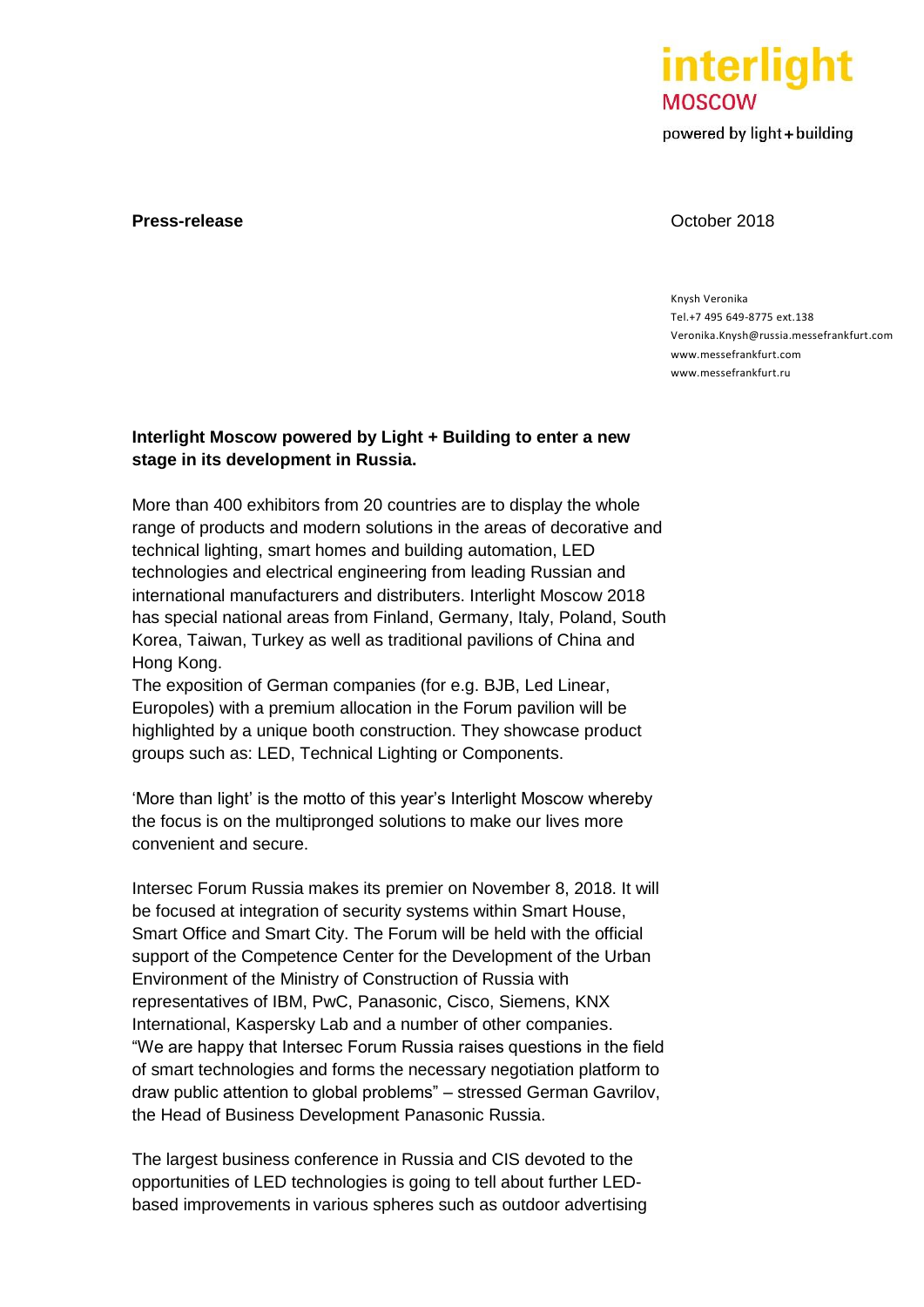**Press-release** October 2018

Knysh Veronika
Tel.+7 495 649-8775 ext.138
Veronika.Knysh@russia.messefrankfurt.com
www.messefrankfurt.com
www.messefrankfurt.ru

**Interlight Moscow powered by Light + Building to enter a new stage in its development in Russia.**

More than 400 exhibitors from 20 countries are to display the whole range of products and modern solutions in the areas of decorative and technical lighting, smart homes and building automation, LED technologies and electrical engineering from leading Russian and international manufacturers and distributers. Interlight Moscow 2018 has special national areas from Finland, Germany, Italy, Poland, South Korea, Taiwan, Turkey as well as traditional pavilions of China and Hong Kong.
The exposition of German companies (for e.g. BJB, Led Linear, Europoles) with a premium allocation in the Forum pavilion will be highlighted by a unique booth construction. They showcase product groups such as: LED, Technical Lighting or Components.

'More than light' is the motto of this year's Interlight Moscow whereby the focus is on the multipronged solutions to make our lives more convenient and secure.

Intersec Forum Russia makes its premier on November 8, 2018. It will be focused at integration of security systems within Smart House, Smart Office and Smart City. The Forum will be held with the official support of the Competence Center for the Development of the Urban Environment of the Ministry of Construction of Russia with representatives of IBM, PwC, Panasonic, Cisco, Siemens, KNX International, Kaspersky Lab and a number of other companies.
"We are happy that Intersec Forum Russia raises questions in the field of smart technologies and forms the necessary negotiation platform to draw public attention to global problems" – stressed German Gavrilov, the Head of Business Development Panasonic Russia.

The largest business conference in Russia and CIS devoted to the opportunities of LED technologies is going to tell about further LED-based improvements in various spheres such as outdoor advertising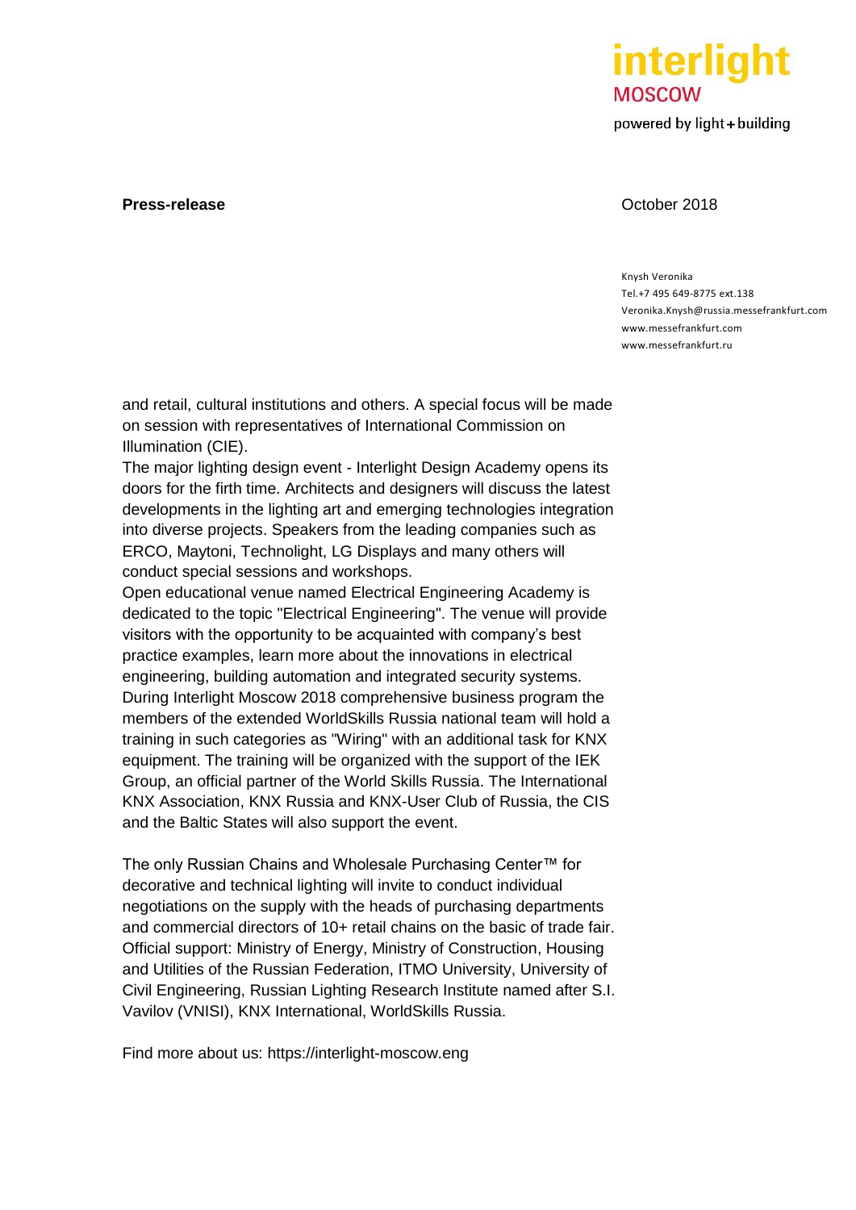and retail, cultural institutions and others. A special focus will be made on session with representatives of International Commission on Illumination (CIE).

The major lighting design event - Interlight Design Academy opens its doors for the firth time. Architects and designers will discuss the latest developments in the lighting art and emerging technologies integration into diverse projects. Speakers from the leading companies such as ERCO, Maytoni, Technolight, LG Displays and many others will conduct special sessions and workshops.

Open educational venue named Electrical Engineering Academy is dedicated to the topic "Electrical Engineering". The venue will provide visitors with the opportunity to be acquainted with company's best practice examples, learn more about the innovations in electrical engineering, building automation and integrated security systems.

During Interlight Moscow 2018 comprehensive business program the members of the extended WorldSkills Russia national team will hold a training in such categories as "Wiring" with an additional task for KNX equipment. The training will be organized with the support of the IEK Group, an official partner of the World Skills Russia. The International KNX Association, KNX Russia and KNX-User Club of Russia, the CIS and the Baltic States will also support the event.

The only Russian Chains and Wholesale Purchasing Center™ for decorative and technical lighting will invite to conduct individual negotiations on the supply with the heads of purchasing departments and commercial directors of 10+ retail chains on the basic of trade fair.

Official support: Ministry of Energy, Ministry of Construction, Housing and Utilities of the Russian Federation, ITMO University, University of Civil Engineering, Russian Lighting Research Institute named after S.I. Vavilov (VNISI), KNX International, WorldSkills Russia.

Find more about us: https://interlight-moscow.eng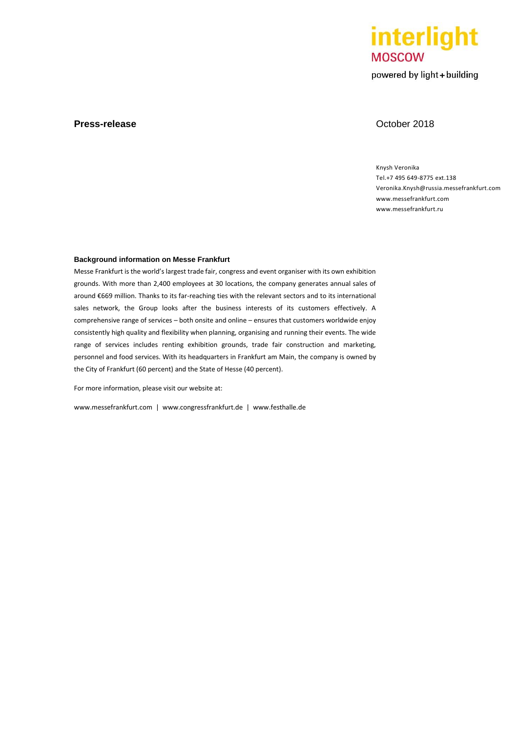**Press-release**

October 2018

Knysh Veronika
Tel.+7 495 649-8775 ext.138
Veronika.Knysh@russia.messefrankfurt.com
www.messefrankfurt.com
www.messefrankfurt.ru

**Background information on Messe Frankfurt**

Messe Frankfurt is the world's largest trade fair, congress and event organiser with its own exhibition grounds. With more than 2,400 employees at 30 locations, the company generates annual sales of around €669 million. Thanks to its far-reaching ties with the relevant sectors and to its international sales network, the Group looks after the business interests of its customers effectively. A comprehensive range of services – both onsite and online – ensures that customers worldwide enjoy consistently high quality and flexibility when planning, organising and running their events. The wide range of services includes renting exhibition grounds, trade fair construction and marketing, personnel and food services. With its headquarters in Frankfurt am Main, the company is owned by the City of Frankfurt (60 percent) and the State of Hesse (40 percent).

For more information, please visit our website at:

www.messefrankfurt.com | www.congressfrankfurt.de | www.festhalle.de